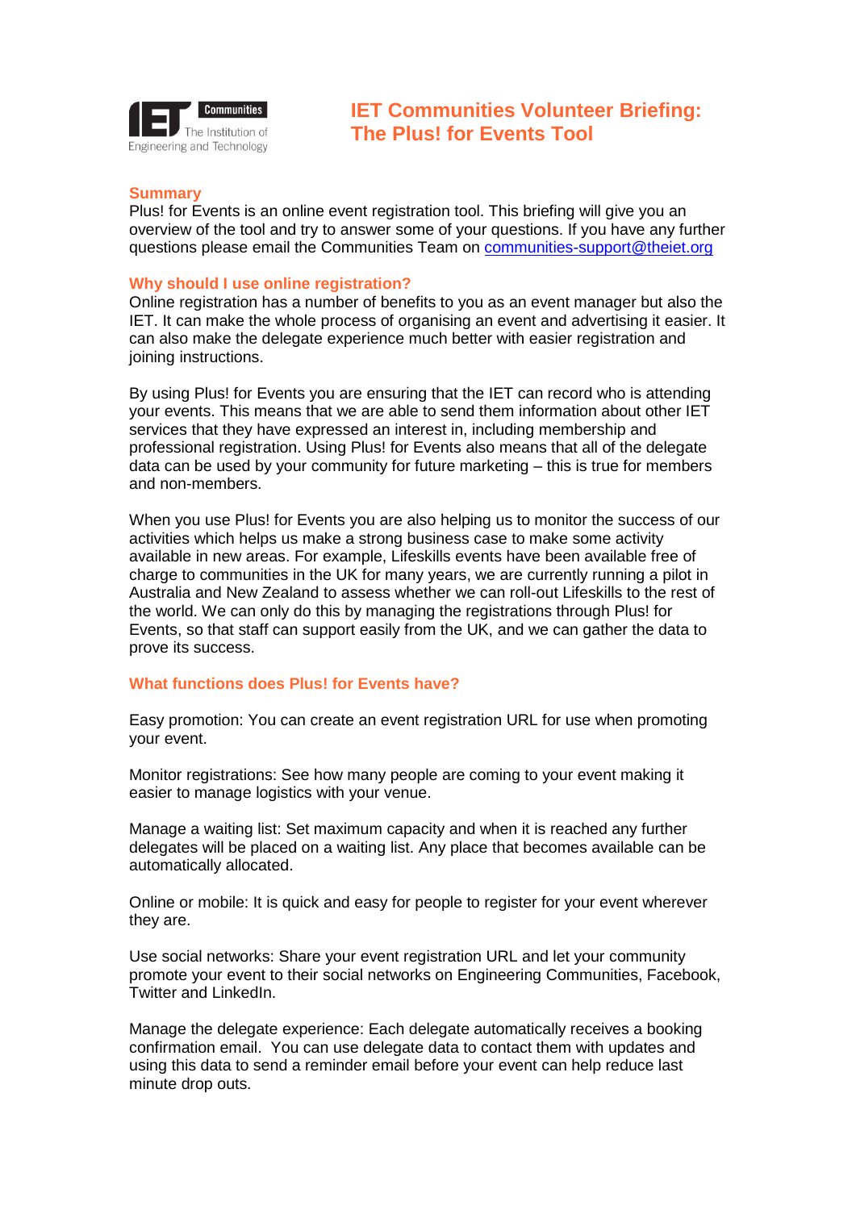# IET Communities Volunteer Briefing: The Plus! for Events Tool

## Summary

Plus! for Events is an online event registration tool. This briefing will give you an overview of the tool and try to answer some of your questions. If you have any further questions please email the Communities Team on [communities-support@theiet.org](mailto:communities-support@theiet.org)

## Why should I use online registration?

Online registration has a number of benefits to you as an event manager but also the IET. It can make the whole process of organising an event and advertising it easier. It can also make the delegate experience much better with easier registration and joining instructions.

By using Plus! for Events you are ensuring that the IET can record who is attending your events. This means that we are able to send them information about other IET services that they have expressed an interest in, including membership and professional registration. Using Plus! for Events also means that all of the delegate data can be used by your community for future marketing – this is true for members and non-members.

When you use Plus! for Events you are also helping us to monitor the success of our activities which helps us make a strong business case to make some activity available in new areas. For example, Lifeskills events have been available free of charge to communities in the UK for many years, we are currently running a pilot in Australia and New Zealand to assess whether we can roll-out Lifeskills to the rest of the world. We can only do this by managing the registrations through Plus! for Events, so that staff can support easily from the UK, and we can gather the data to prove its success.

## What functions does Plus! for Events have?

Easy promotion: You can create an event registration URL for use when promoting your event.

Monitor registrations: See how many people are coming to your event making it easier to manage logistics with your venue.

Manage a waiting list: Set maximum capacity and when it is reached any further delegates will be placed on a waiting list. Any place that becomes available can be automatically allocated.

Online or mobile: It is quick and easy for people to register for your event wherever they are.

Use social networks: Share your event registration URL and let your community promote your event to their social networks on Engineering Communities, Facebook, Twitter and LinkedIn.

Manage the delegate experience: Each delegate automatically receives a booking confirmation email. You can use delegate data to contact them with updates and using this data to send a reminder email before your event can help reduce last minute drop outs.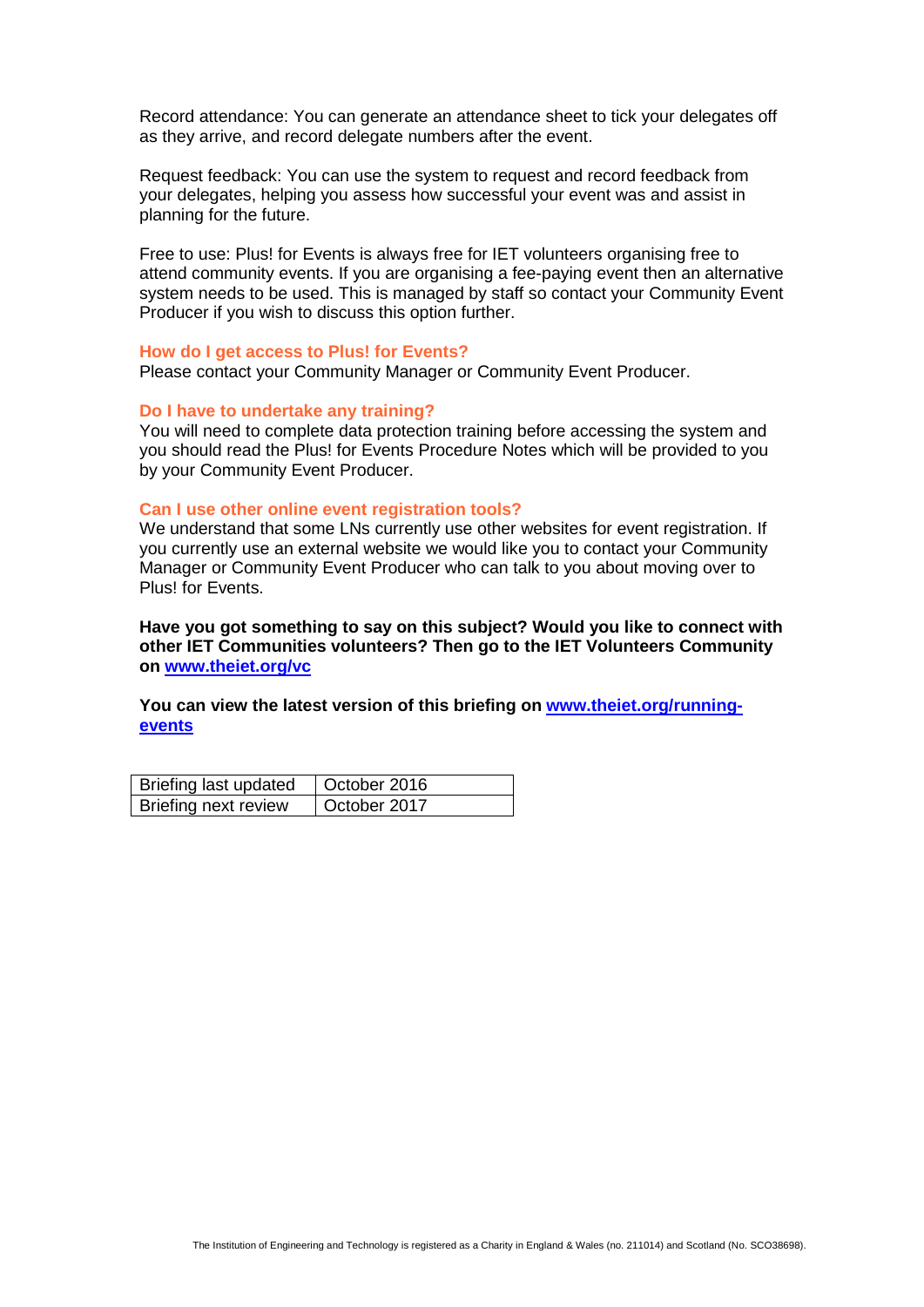Record attendance: You can generate an attendance sheet to tick your delegates off as they arrive, and record delegate numbers after the event.

Request feedback: You can use the system to request and record feedback from your delegates, helping you assess how successful your event was and assist in planning for the future.

Free to use: Plus! for Events is always free for IET volunteers organising free to attend community events. If you are organising a fee-paying event then an alternative system needs to be used. This is managed by staff so contact your Community Event Producer if you wish to discuss this option further.

### How do I get access to Plus! for Events?

Please contact your Community Manager or Community Event Producer.

### Do I have to undertake any training?

You will need to complete data protection training before accessing the system and you should read the Plus! for Events Procedure Notes which will be provided to you by your Community Event Producer.

### Can I use other online event registration tools?

We understand that some LNs currently use other websites for event registration. If you currently use an external website we would like you to contact your Community Manager or Community Event Producer who can talk to you about moving over to Plus! for Events.

**Have you got something to say on this subject? Would you like to connect with other IET Communities volunteers? Then go to the IET Volunteers Community on [www.theiet.org/vc](http://www.theiet.org/vc)**

**You can view the latest version of this briefing on [www.theiet.org/running-events](http://www.theiet.org/running-events)**

| | |
|---|---|
| Briefing last updated | October 2016 |
| Briefing next review | October 2017 |

The Institution of Engineering and Technology is registered as a Charity in England & Wales (no. 211014) and Scotland (No. SCO38698).